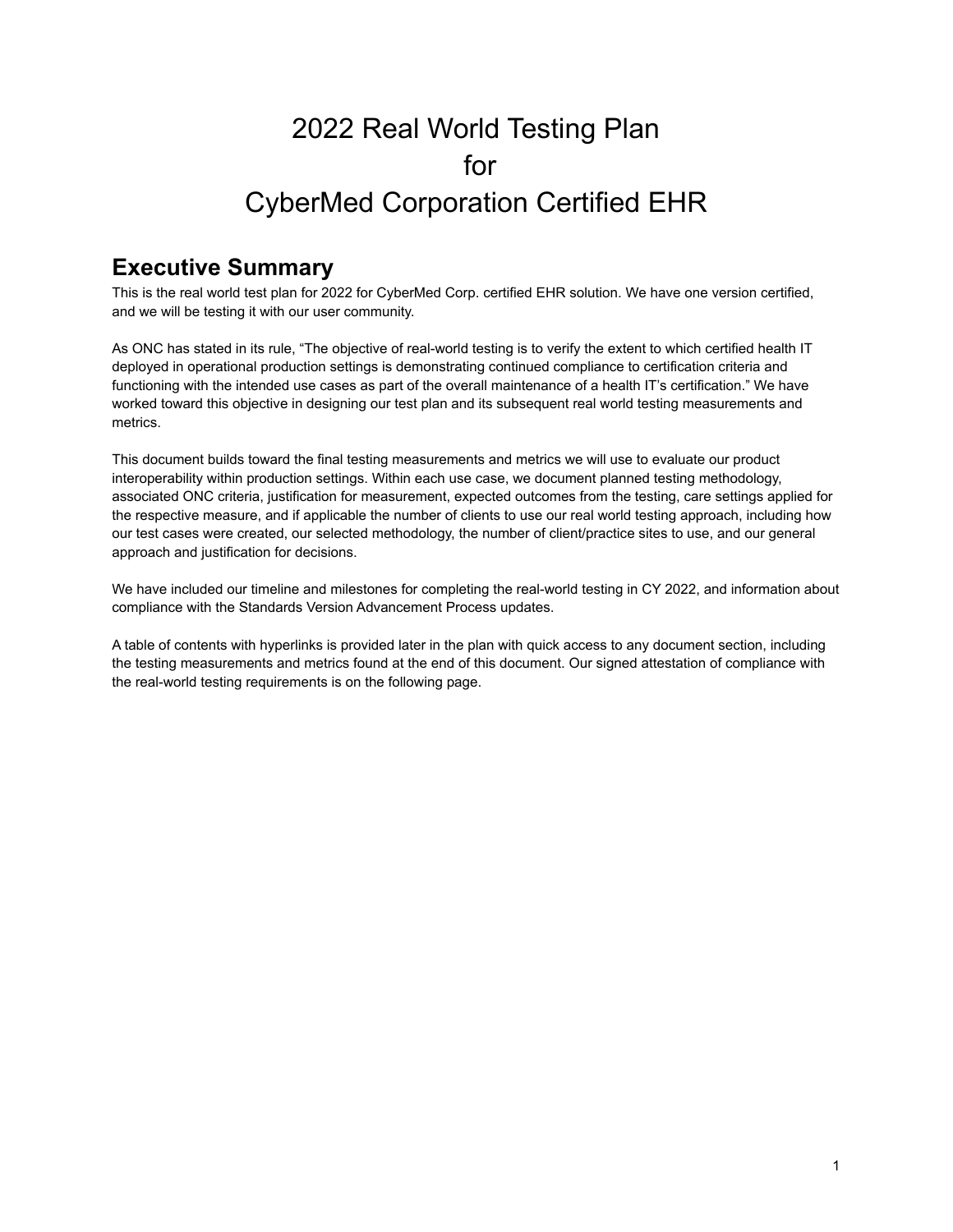# 2022 Real World Testing Plan for CyberMed Corporation Certified EHR

## Executive Summary

This is the real world test plan for 2022 for CyberMed Corp. certified EHR solution. We have one version certified, and we will be testing it with our user community.

As ONC has stated in its rule, "The objective of real-world testing is to verify the extent to which certified health IT deployed in operational production settings is demonstrating continued compliance to certification criteria and functioning with the intended use cases as part of the overall maintenance of a health IT's certification." We have worked toward this objective in designing our test plan and its subsequent real world testing measurements and metrics.

This document builds toward the final testing measurements and metrics we will use to evaluate our product interoperability within production settings. Within each use case, we document planned testing methodology, associated ONC criteria, justification for measurement, expected outcomes from the testing, care settings applied for the respective measure, and if applicable the number of clients to use our real world testing approach, including how our test cases were created, our selected methodology, the number of client/practice sites to use, and our general approach and justification for decisions.

We have included our timeline and milestones for completing the real-world testing in CY 2022, and information about compliance with the Standards Version Advancement Process updates.

A table of contents with hyperlinks is provided later in the plan with quick access to any document section, including the testing measurements and metrics found at the end of this document. Our signed attestation of compliance with the real-world testing requirements is on the following page.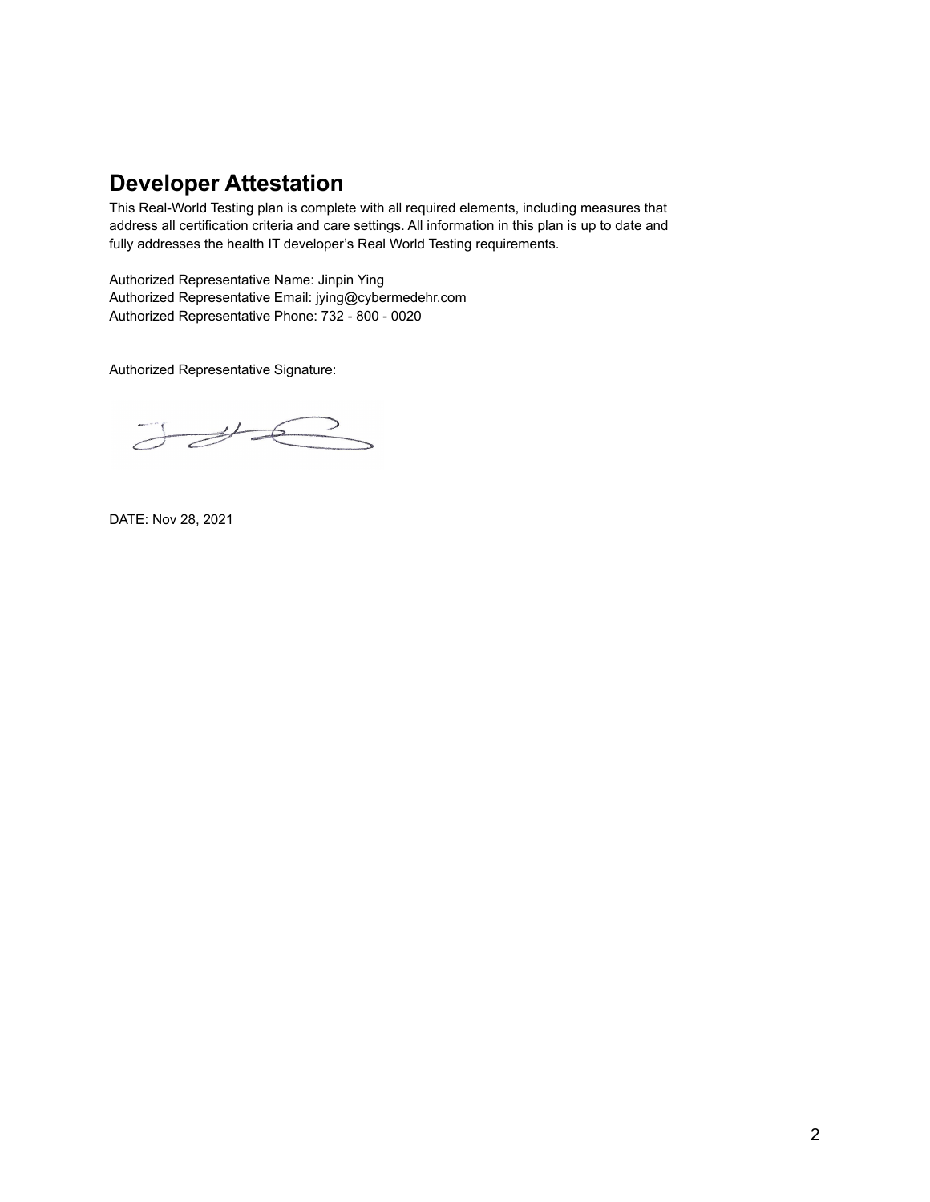## Developer Attestation

This Real-World Testing plan is complete with all required elements, including measures that address all certification criteria and care settings. All information in this plan is up to date and fully addresses the health IT developer's Real World Testing requirements.

Authorized Representative Name: Jinpin Ying
Authorized Representative Email: jying@cybermedehr.com
Authorized Representative Phone: 732 - 800 - 0020

Authorized Representative Signature:

DATE: Nov 28, 2021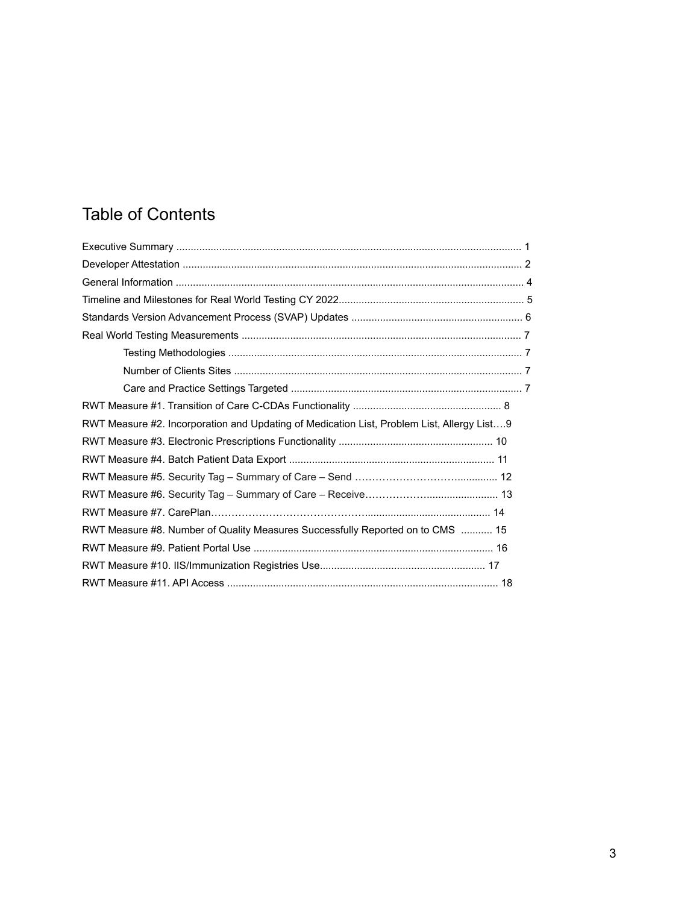# Table of Contents

Executive Summary ........................................................................................................................ 1
Developer Attestation ...................................................................................................................... 2
General Information ......................................................................................................................... 4
Timeline and Milestones for Real World Testing CY 2022................................................................. 5
Standards Version Advancement Process (SVAP) Updates ........................................................... 6
Real World Testing Measurements ................................................................................................. 7
- Testing Methodologies ...................................................................................................... 7
- Number of Clients Sites .................................................................................................... 7
- Care and Practice Settings Targeted ................................................................................ 7

RWT Measure #1. Transition of Care C-CDAs Functionality .................................................... 8
RWT Measure #2. Incorporation and Updating of Medication List, Problem List, Allergy List….9
RWT Measure #3. Electronic Prescriptions Functionality ...................................................... 10
RWT Measure #4. Batch Patient Data Export ....................................................................... 11
RWT Measure #5. Security Tag – Summary of Care – Send ………………………….............. 12
RWT Measure #6. Security Tag – Summary of Care – Receive……………….......................... 13
RWT Measure #7. CarePlan……………………………………….......................................... 14
RWT Measure #8. Number of Quality Measures Successfully Reported on to CMS ........... 15
RWT Measure #9. Patient Portal Use ................................................................................... 16
RWT Measure #10. IIS/Immunization Registries Use......................................................... 17
RWT Measure #11. API Access .............................................................................................. 18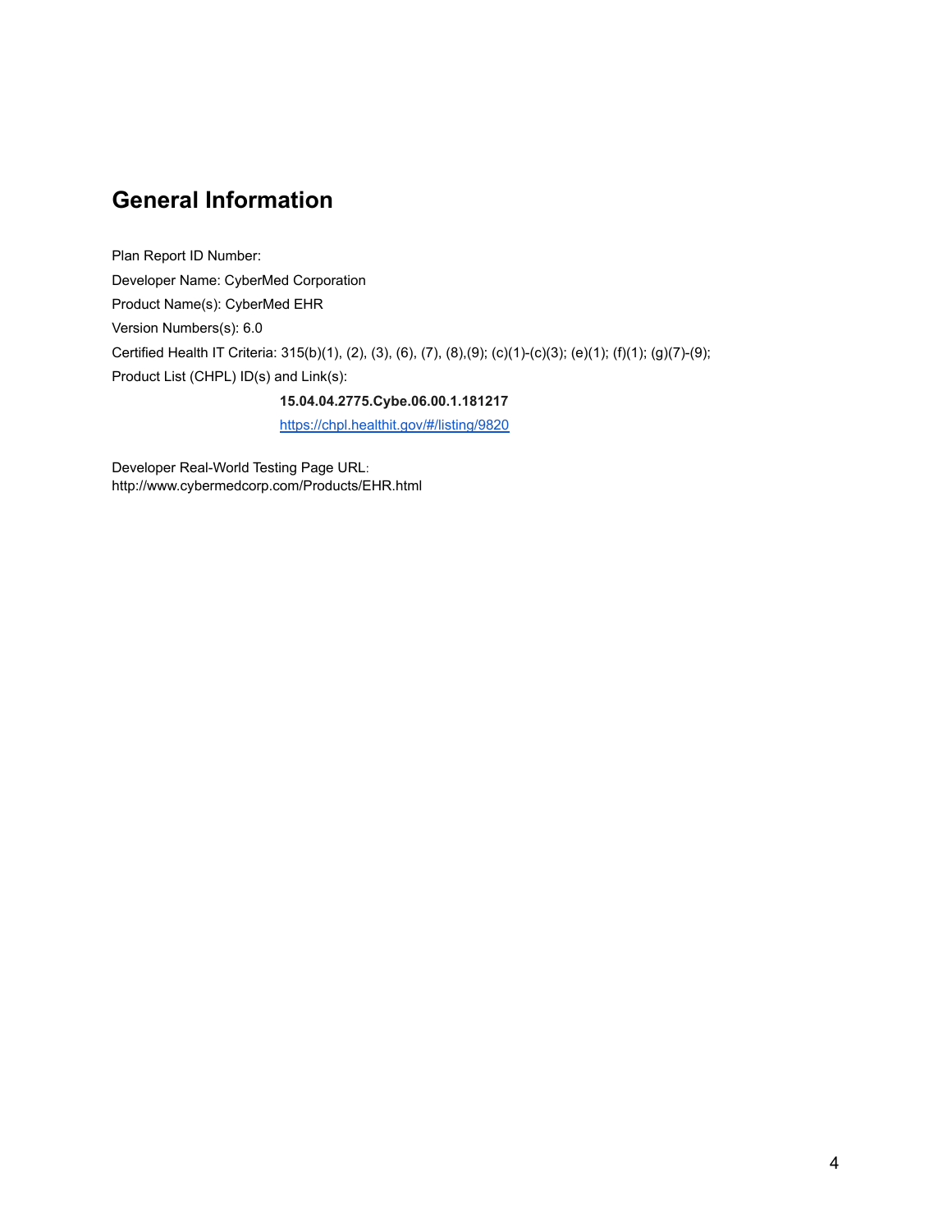## General Information

Plan Report ID Number:

Developer Name: CyberMed Corporation

Product Name(s): CyberMed EHR

Version Numbers(s): 6.0

Certified Health IT Criteria: 315(b)(1), (2), (3), (6), (7), (8),(9); (c)(1)-(c)(3); (e)(1); (f)(1); (g)(7)-(9);

Product List (CHPL) ID(s) and Link(s):

**15.04.04.2775.Cybe.06.00.1.181217**

[https://chpl.healthit.gov/#/listing/9820](https://chpl.healthit.gov/#/listing/9820)

Developer Real-World Testing Page URL:
http://www.cybermedcorp.com/Products/EHR.html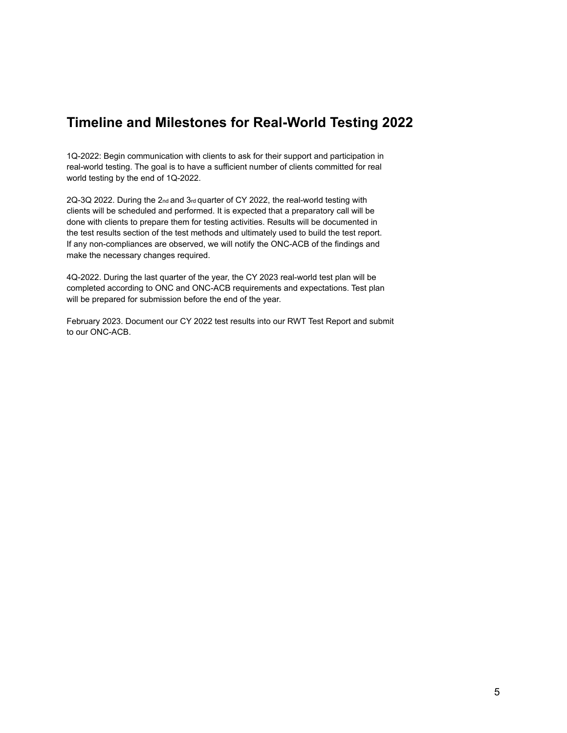## Timeline and Milestones for Real-World Testing 2022

1Q-2022: Begin communication with clients to ask for their support and participation in real-world testing. The goal is to have a sufficient number of clients committed for real world testing by the end of 1Q-2022.

2Q-3Q 2022. During the 2nd and 3rd quarter of CY 2022, the real-world testing with clients will be scheduled and performed. It is expected that a preparatory call will be done with clients to prepare them for testing activities. Results will be documented in the test results section of the test methods and ultimately used to build the test report. If any non-compliances are observed, we will notify the ONC-ACB of the findings and make the necessary changes required.

4Q-2022. During the last quarter of the year, the CY 2023 real-world test plan will be completed according to ONC and ONC-ACB requirements and expectations. Test plan will be prepared for submission before the end of the year.

February 2023. Document our CY 2022 test results into our RWT Test Report and submit to our ONC-ACB.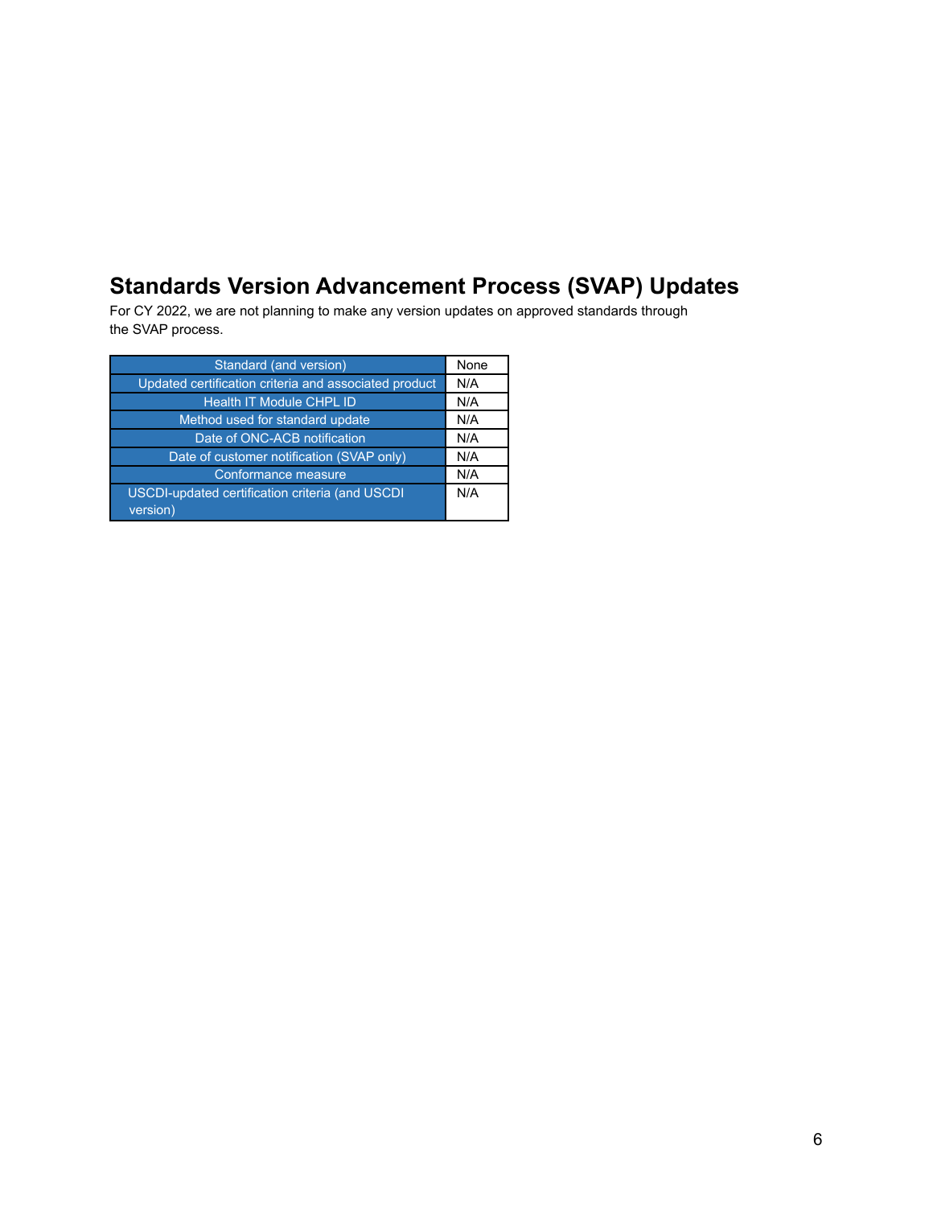## Standards Version Advancement Process (SVAP) Updates

For CY 2022, we are not planning to make any version updates on approved standards through the SVAP process.

| Standard (and version) | None |
|---|---|
| Updated certification criteria and associated product | N/A |
| Health IT Module CHPL ID | N/A |
| Method used for standard update | N/A |
| Date of ONC-ACB notification | N/A |
| Date of customer notification (SVAP only) | N/A |
| Conformance measure | N/A |
| USCDI-updated certification criteria (and USCDI version) | N/A |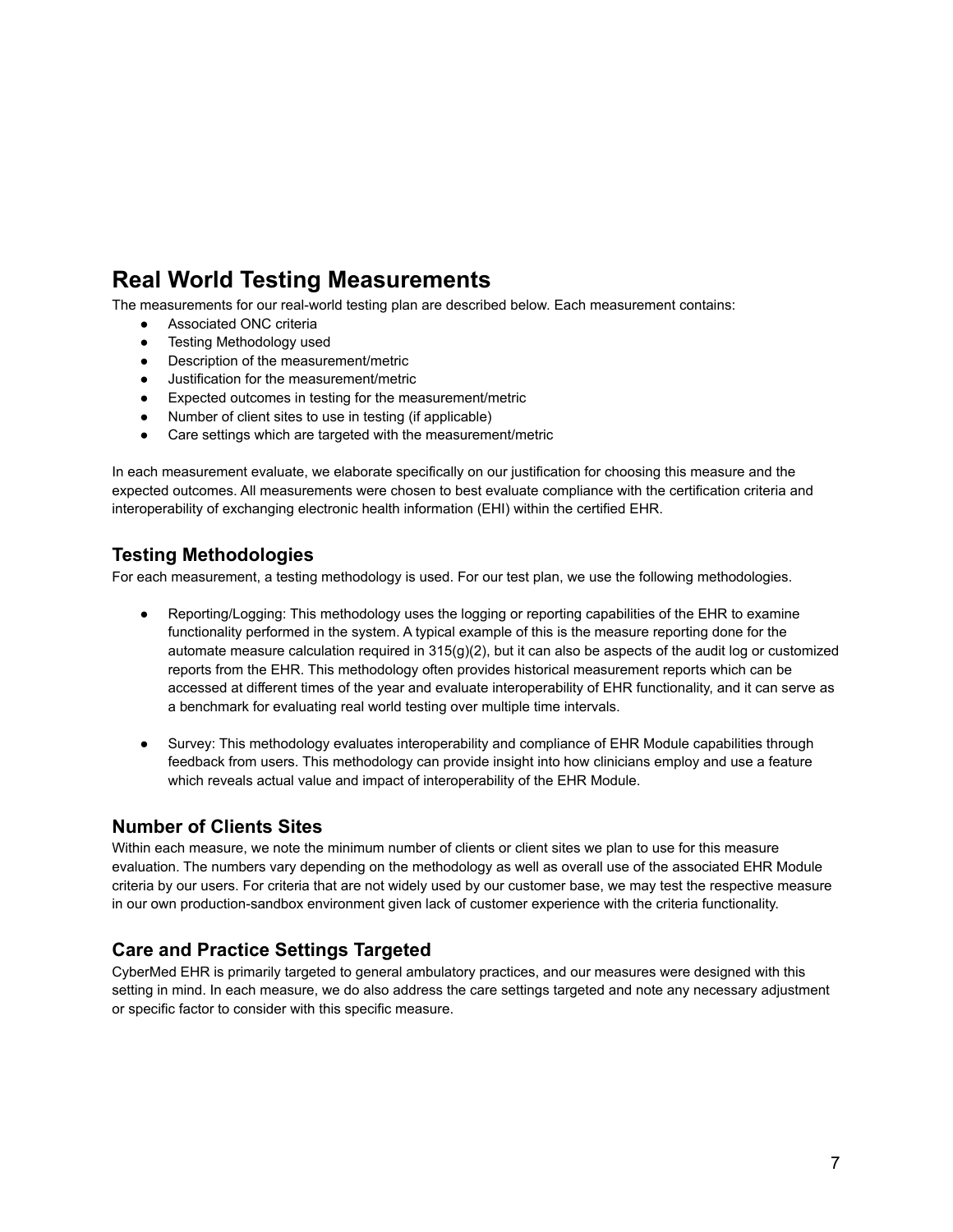# Real World Testing Measurements

The measurements for our real-world testing plan are described below. Each measurement contains:

- Associated ONC criteria
- Testing Methodology used
- Description of the measurement/metric
- Justification for the measurement/metric
- Expected outcomes in testing for the measurement/metric
- Number of client sites to use in testing (if applicable)
- Care settings which are targeted with the measurement/metric

In each measurement evaluate, we elaborate specifically on our justification for choosing this measure and the expected outcomes. All measurements were chosen to best evaluate compliance with the certification criteria and interoperability of exchanging electronic health information (EHI) within the certified EHR.

## Testing Methodologies

For each measurement, a testing methodology is used. For our test plan, we use the following methodologies.

- Reporting/Logging: This methodology uses the logging or reporting capabilities of the EHR to examine functionality performed in the system. A typical example of this is the measure reporting done for the automate measure calculation required in 315(g)(2), but it can also be aspects of the audit log or customized reports from the EHR. This methodology often provides historical measurement reports which can be accessed at different times of the year and evaluate interoperability of EHR functionality, and it can serve as a benchmark for evaluating real world testing over multiple time intervals.

- Survey: This methodology evaluates interoperability and compliance of EHR Module capabilities through feedback from users. This methodology can provide insight into how clinicians employ and use a feature which reveals actual value and impact of interoperability of the EHR Module.

## Number of Clients Sites

Within each measure, we note the minimum number of clients or client sites we plan to use for this measure evaluation. The numbers vary depending on the methodology as well as overall use of the associated EHR Module criteria by our users. For criteria that are not widely used by our customer base, we may test the respective measure in our own production-sandbox environment given lack of customer experience with the criteria functionality.

## Care and Practice Settings Targeted

CyberMed EHR is primarily targeted to general ambulatory practices, and our measures were designed with this setting in mind. In each measure, we do also address the care settings targeted and note any necessary adjustment or specific factor to consider with this specific measure.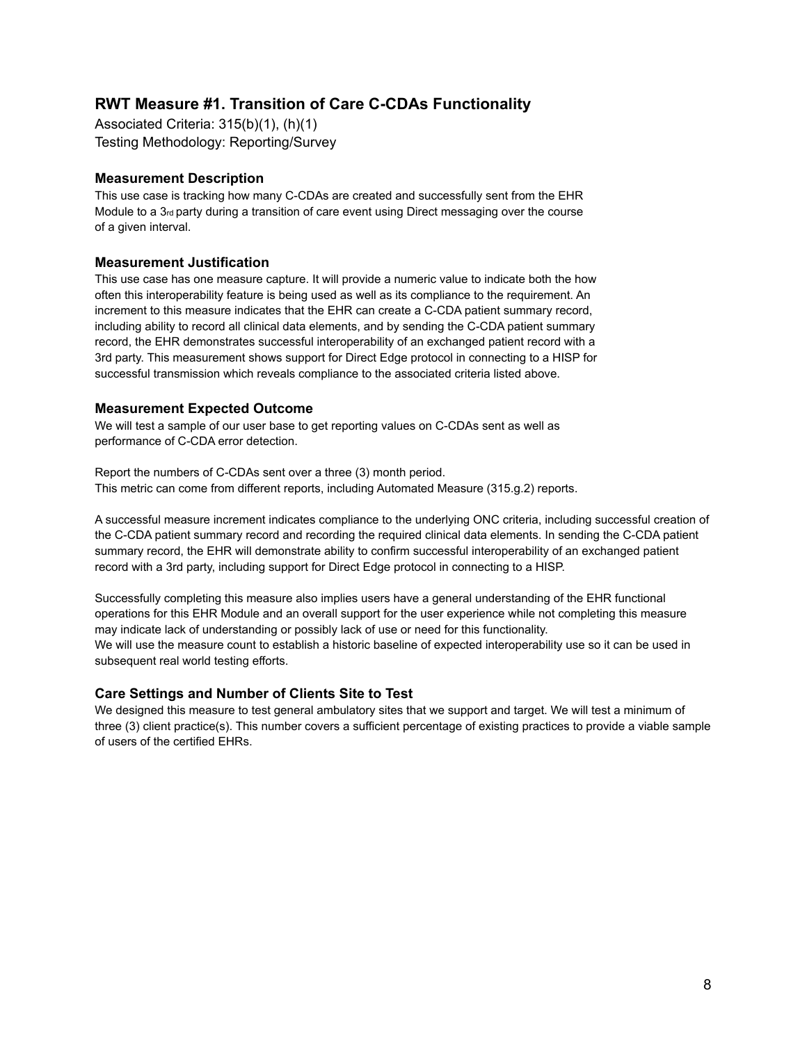## RWT Measure #1. Transition of Care C-CDAs Functionality

Associated Criteria: 315(b)(1), (h)(1)
Testing Methodology: Reporting/Survey

### Measurement Description

This use case is tracking how many C-CDAs are created and successfully sent from the EHR Module to a 3rd party during a transition of care event using Direct messaging over the course of a given interval.

### Measurement Justification

This use case has one measure capture. It will provide a numeric value to indicate both the how often this interoperability feature is being used as well as its compliance to the requirement. An increment to this measure indicates that the EHR can create a C-CDA patient summary record, including ability to record all clinical data elements, and by sending the C-CDA patient summary record, the EHR demonstrates successful interoperability of an exchanged patient record with a 3rd party. This measurement shows support for Direct Edge protocol in connecting to a HISP for successful transmission which reveals compliance to the associated criteria listed above.

### Measurement Expected Outcome

We will test a sample of our user base to get reporting values on C-CDAs sent as well as performance of C-CDA error detection.

Report the numbers of C-CDAs sent over a three (3) month period.
This metric can come from different reports, including Automated Measure (315.g.2) reports.

A successful measure increment indicates compliance to the underlying ONC criteria, including successful creation of the C-CDA patient summary record and recording the required clinical data elements. In sending the C-CDA patient summary record, the EHR will demonstrate ability to confirm successful interoperability of an exchanged patient record with a 3rd party, including support for Direct Edge protocol in connecting to a HISP.

Successfully completing this measure also implies users have a general understanding of the EHR functional operations for this EHR Module and an overall support for the user experience while not completing this measure may indicate lack of understanding or possibly lack of use or need for this functionality.
We will use the measure count to establish a historic baseline of expected interoperability use so it can be used in subsequent real world testing efforts.

### Care Settings and Number of Clients Site to Test

We designed this measure to test general ambulatory sites that we support and target. We will test a minimum of three (3) client practice(s). This number covers a sufficient percentage of existing practices to provide a viable sample of users of the certified EHRs.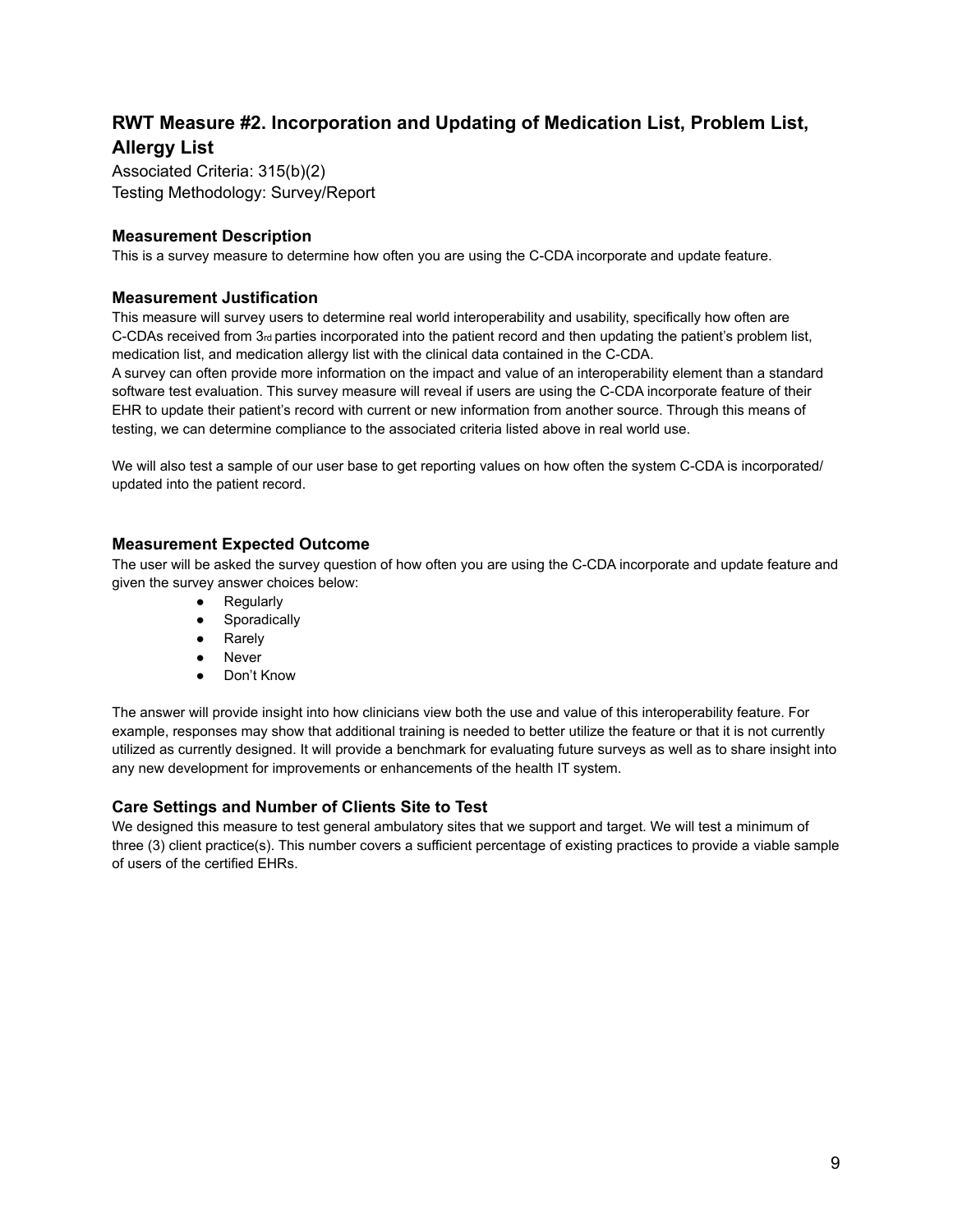## RWT Measure #2. Incorporation and Updating of Medication List, Problem List, Allergy List

Associated Criteria: 315(b)(2)
Testing Methodology: Survey/Report

### Measurement Description

This is a survey measure to determine how often you are using the C-CDA incorporate and update feature.

### Measurement Justification

This measure will survey users to determine real world interoperability and usability, specifically how often are C-CDAs received from 3rd parties incorporated into the patient record and then updating the patient's problem list, medication list, and medication allergy list with the clinical data contained in the C-CDA.
A survey can often provide more information on the impact and value of an interoperability element than a standard software test evaluation. This survey measure will reveal if users are using the C-CDA incorporate feature of their EHR to update their patient's record with current or new information from another source. Through this means of testing, we can determine compliance to the associated criteria listed above in real world use.

We will also test a sample of our user base to get reporting values on how often the system C-CDA is incorporated/ updated into the patient record.

### Measurement Expected Outcome

The user will be asked the survey question of how often you are using the C-CDA incorporate and update feature and given the survey answer choices below:

- Regularly
- Sporadically
- Rarely
- Never
- Don't Know

The answer will provide insight into how clinicians view both the use and value of this interoperability feature. For example, responses may show that additional training is needed to better utilize the feature or that it is not currently utilized as currently designed. It will provide a benchmark for evaluating future surveys as well as to share insight into any new development for improvements or enhancements of the health IT system.

### Care Settings and Number of Clients Site to Test

We designed this measure to test general ambulatory sites that we support and target. We will test a minimum of three (3) client practice(s). This number covers a sufficient percentage of existing practices to provide a viable sample of users of the certified EHRs.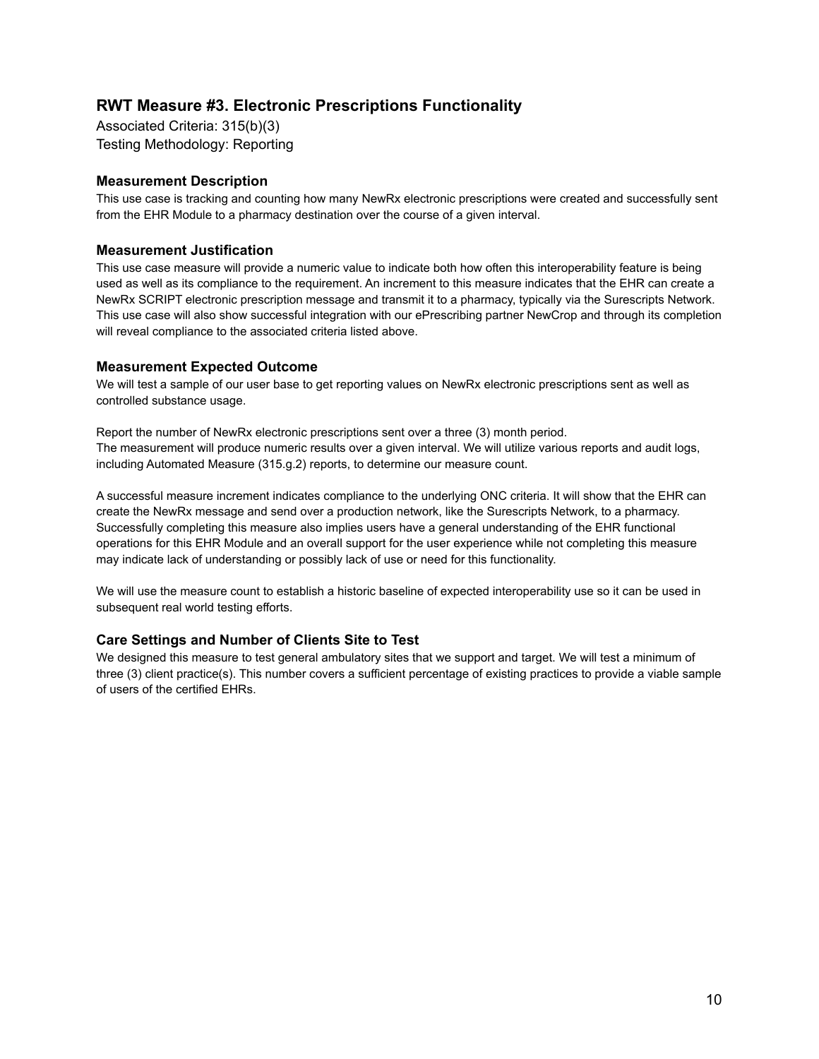## RWT Measure #3. Electronic Prescriptions Functionality

Associated Criteria: 315(b)(3)
Testing Methodology: Reporting

### Measurement Description

This use case is tracking and counting how many NewRx electronic prescriptions were created and successfully sent from the EHR Module to a pharmacy destination over the course of a given interval.

### Measurement Justification

This use case measure will provide a numeric value to indicate both how often this interoperability feature is being used as well as its compliance to the requirement. An increment to this measure indicates that the EHR can create a NewRx SCRIPT electronic prescription message and transmit it to a pharmacy, typically via the Surescripts Network. This use case will also show successful integration with our ePrescribing partner NewCrop and through its completion will reveal compliance to the associated criteria listed above.

### Measurement Expected Outcome

We will test a sample of our user base to get reporting values on NewRx electronic prescriptions sent as well as controlled substance usage.

Report the number of NewRx electronic prescriptions sent over a three (3) month period.
The measurement will produce numeric results over a given interval. We will utilize various reports and audit logs, including Automated Measure (315.g.2) reports, to determine our measure count.

A successful measure increment indicates compliance to the underlying ONC criteria. It will show that the EHR can create the NewRx message and send over a production network, like the Surescripts Network, to a pharmacy. Successfully completing this measure also implies users have a general understanding of the EHR functional operations for this EHR Module and an overall support for the user experience while not completing this measure may indicate lack of understanding or possibly lack of use or need for this functionality.

We will use the measure count to establish a historic baseline of expected interoperability use so it can be used in subsequent real world testing efforts.

### Care Settings and Number of Clients Site to Test

We designed this measure to test general ambulatory sites that we support and target. We will test a minimum of three (3) client practice(s). This number covers a sufficient percentage of existing practices to provide a viable sample of users of the certified EHRs.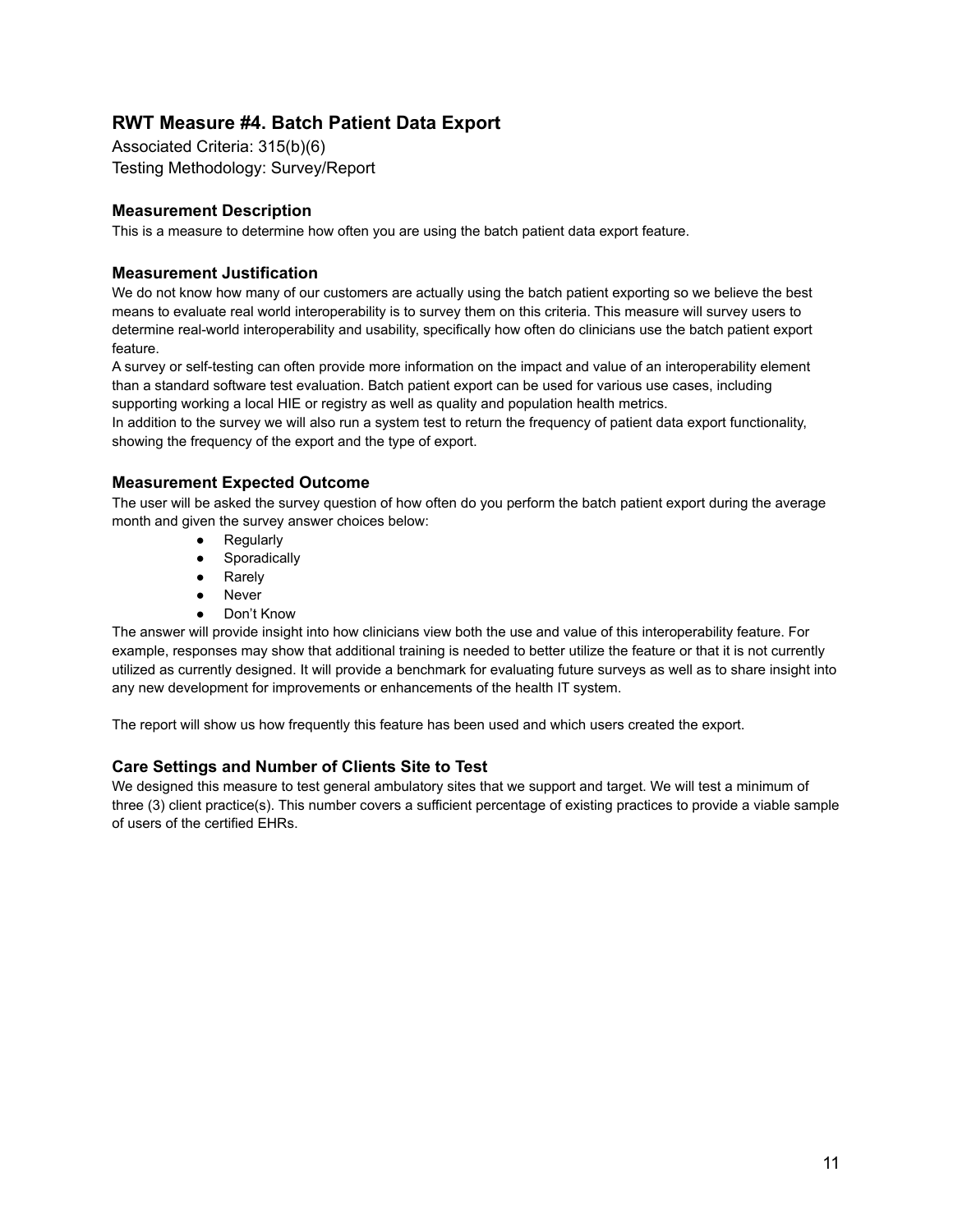## RWT Measure #4. Batch Patient Data Export

Associated Criteria: 315(b)(6)
Testing Methodology: Survey/Report

### Measurement Description

This is a measure to determine how often you are using the batch patient data export feature.

### Measurement Justification

We do not know how many of our customers are actually using the batch patient exporting so we believe the best means to evaluate real world interoperability is to survey them on this criteria. This measure will survey users to determine real-world interoperability and usability, specifically how often do clinicians use the batch patient export feature.

A survey or self-testing can often provide more information on the impact and value of an interoperability element than a standard software test evaluation. Batch patient export can be used for various use cases, including supporting working a local HIE or registry as well as quality and population health metrics.

In addition to the survey we will also run a system test to return the frequency of patient data export functionality, showing the frequency of the export and the type of export.

### Measurement Expected Outcome

The user will be asked the survey question of how often do you perform the batch patient export during the average month and given the survey answer choices below:

- Regularly
- Sporadically
- Rarely
- Never
- Don't Know

The answer will provide insight into how clinicians view both the use and value of this interoperability feature. For example, responses may show that additional training is needed to better utilize the feature or that it is not currently utilized as currently designed. It will provide a benchmark for evaluating future surveys as well as to share insight into any new development for improvements or enhancements of the health IT system.

The report will show us how frequently this feature has been used and which users created the export.

### Care Settings and Number of Clients Site to Test

We designed this measure to test general ambulatory sites that we support and target. We will test a minimum of three (3) client practice(s). This number covers a sufficient percentage of existing practices to provide a viable sample of users of the certified EHRs.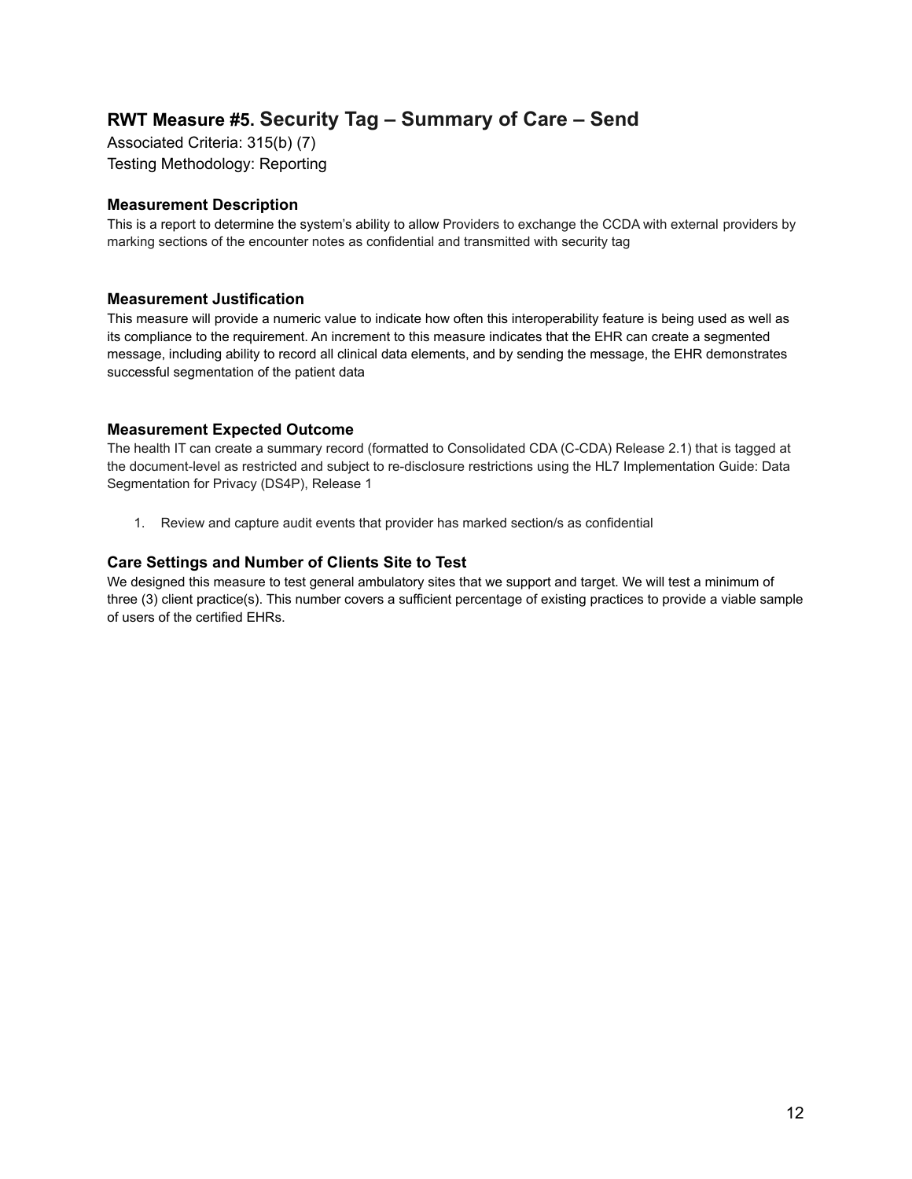## RWT Measure #5. Security Tag – Summary of Care – Send

Associated Criteria: 315(b) (7)
Testing Methodology: Reporting

### Measurement Description

This is a report to determine the system's ability to allow Providers to exchange the CCDA with external providers by marking sections of the encounter notes as confidential and transmitted with security tag

### Measurement Justification

This measure will provide a numeric value to indicate how often this interoperability feature is being used as well as its compliance to the requirement. An increment to this measure indicates that the EHR can create a segmented message, including ability to record all clinical data elements, and by sending the message, the EHR demonstrates successful segmentation of the patient data

### Measurement Expected Outcome

The health IT can create a summary record (formatted to Consolidated CDA (C-CDA) Release 2.1) that is tagged at the document-level as restricted and subject to re-disclosure restrictions using the HL7 Implementation Guide: Data Segmentation for Privacy (DS4P), Release 1

1. Review and capture audit events that provider has marked section/s as confidential

### Care Settings and Number of Clients Site to Test

We designed this measure to test general ambulatory sites that we support and target. We will test a minimum of three (3) client practice(s). This number covers a sufficient percentage of existing practices to provide a viable sample of users of the certified EHRs.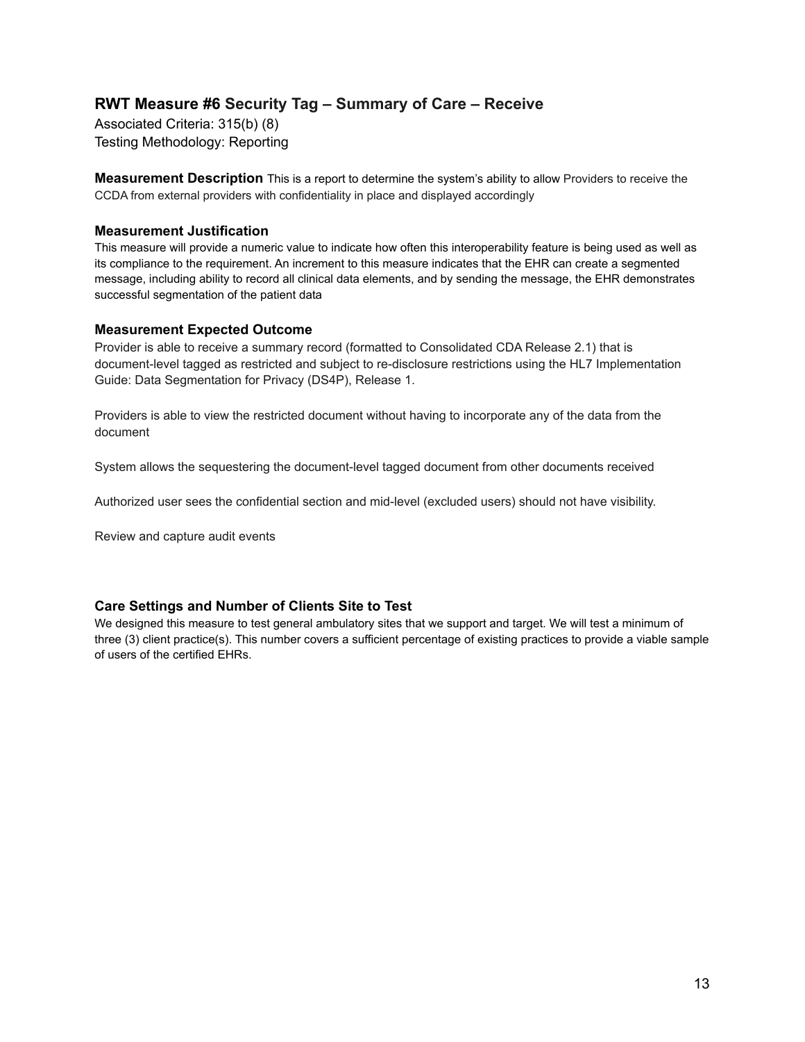## RWT Measure #6 Security Tag – Summary of Care – Receive

Associated Criteria: 315(b) (8)
Testing Methodology: Reporting

**Measurement Description** This is a report to determine the system's ability to allow Providers to receive the CCDA from external providers with confidentiality in place and displayed accordingly

### Measurement Justification

This measure will provide a numeric value to indicate how often this interoperability feature is being used as well as its compliance to the requirement. An increment to this measure indicates that the EHR can create a segmented message, including ability to record all clinical data elements, and by sending the message, the EHR demonstrates successful segmentation of the patient data

### Measurement Expected Outcome

Provider is able to receive a summary record (formatted to Consolidated CDA Release 2.1) that is document-level tagged as restricted and subject to re-disclosure restrictions using the HL7 Implementation Guide: Data Segmentation for Privacy (DS4P), Release 1.

Providers is able to view the restricted document without having to incorporate any of the data from the document

System allows the sequestering the document-level tagged document from other documents received

Authorized user sees the confidential section and mid-level (excluded users) should not have visibility.

Review and capture audit events

### Care Settings and Number of Clients Site to Test

We designed this measure to test general ambulatory sites that we support and target. We will test a minimum of three (3) client practice(s). This number covers a sufficient percentage of existing practices to provide a viable sample of users of the certified EHRs.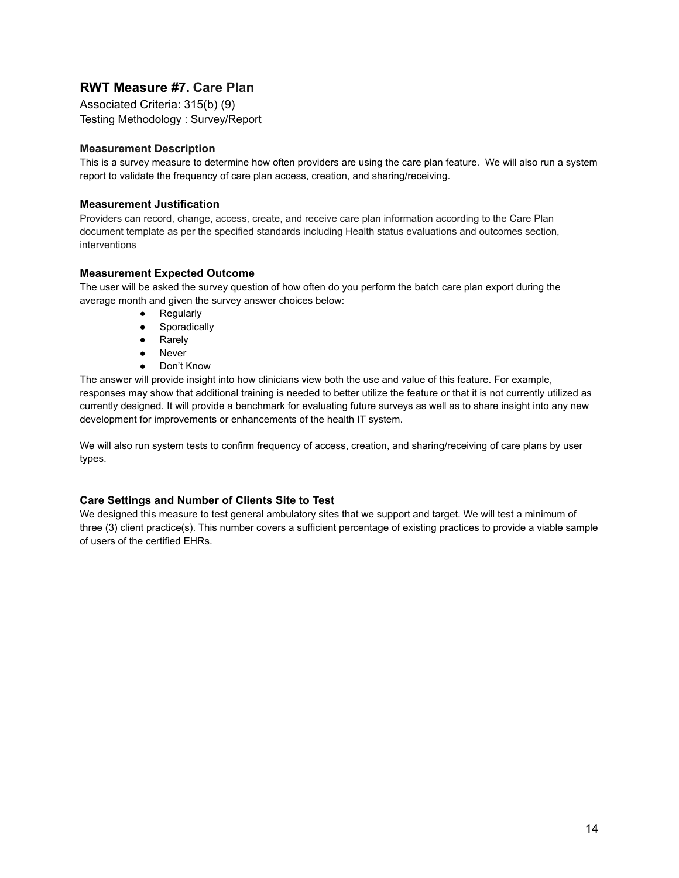## RWT Measure #7. Care Plan

Associated Criteria: 315(b) (9)
Testing Methodology : Survey/Report

### Measurement Description

This is a survey measure to determine how often providers are using the care plan feature. We will also run a system report to validate the frequency of care plan access, creation, and sharing/receiving.

### Measurement Justification

Providers can record, change, access, create, and receive care plan information according to the Care Plan document template as per the specified standards including Health status evaluations and outcomes section, interventions

### Measurement Expected Outcome

The user will be asked the survey question of how often do you perform the batch care plan export during the average month and given the survey answer choices below:

- Regularly
- Sporadically
- Rarely
- Never
- Don't Know

The answer will provide insight into how clinicians view both the use and value of this feature. For example, responses may show that additional training is needed to better utilize the feature or that it is not currently utilized as currently designed. It will provide a benchmark for evaluating future surveys as well as to share insight into any new development for improvements or enhancements of the health IT system.

We will also run system tests to confirm frequency of access, creation, and sharing/receiving of care plans by user types.

### Care Settings and Number of Clients Site to Test

We designed this measure to test general ambulatory sites that we support and target. We will test a minimum of three (3) client practice(s). This number covers a sufficient percentage of existing practices to provide a viable sample of users of the certified EHRs.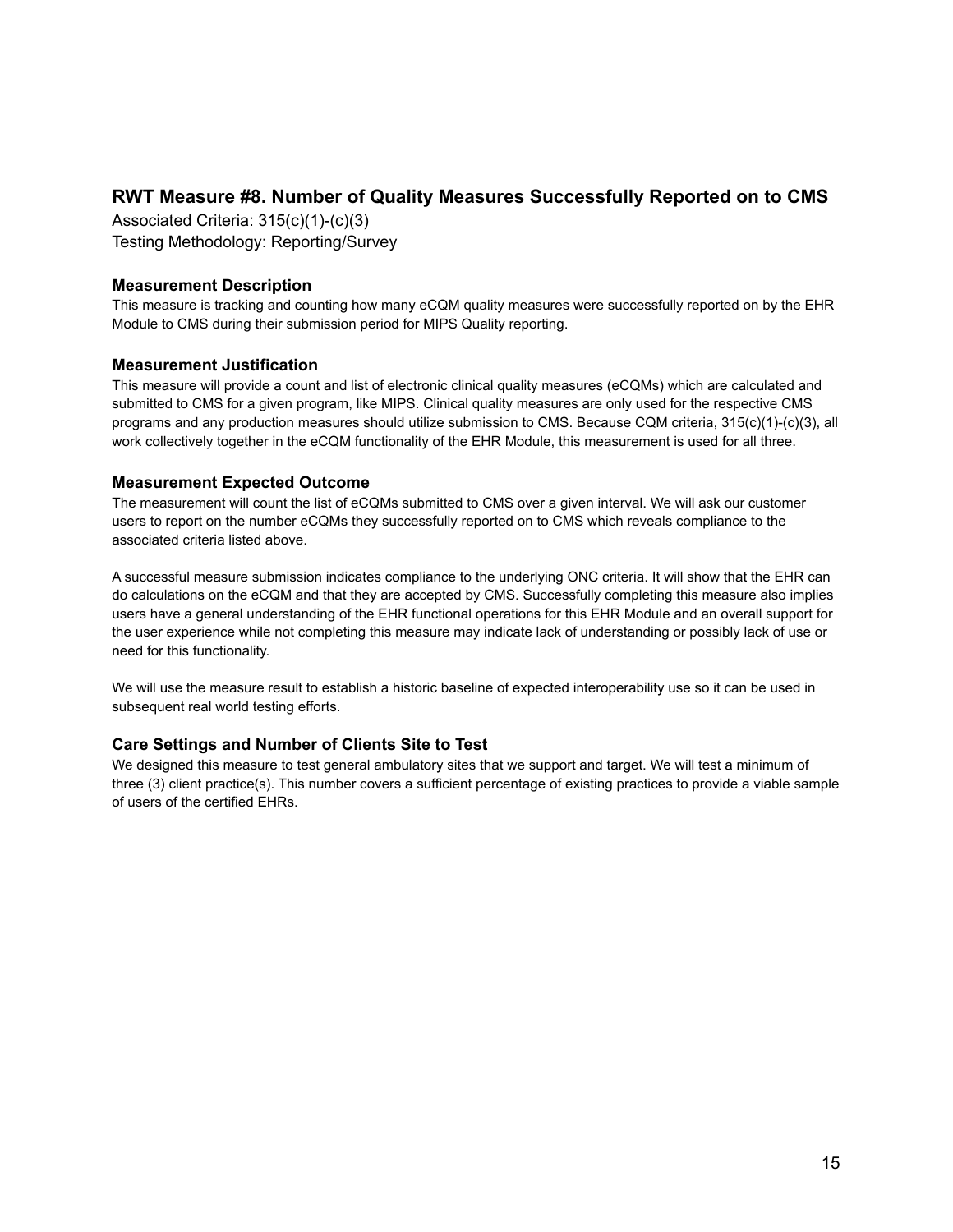## RWT Measure #8. Number of Quality Measures Successfully Reported on to CMS

Associated Criteria: 315(c)(1)-(c)(3)
Testing Methodology: Reporting/Survey

### Measurement Description

This measure is tracking and counting how many eCQM quality measures were successfully reported on by the EHR Module to CMS during their submission period for MIPS Quality reporting.

### Measurement Justification

This measure will provide a count and list of electronic clinical quality measures (eCQMs) which are calculated and submitted to CMS for a given program, like MIPS. Clinical quality measures are only used for the respective CMS programs and any production measures should utilize submission to CMS. Because CQM criteria, 315(c)(1)-(c)(3), all work collectively together in the eCQM functionality of the EHR Module, this measurement is used for all three.

### Measurement Expected Outcome

The measurement will count the list of eCQMs submitted to CMS over a given interval. We will ask our customer users to report on the number eCQMs they successfully reported on to CMS which reveals compliance to the associated criteria listed above.

A successful measure submission indicates compliance to the underlying ONC criteria. It will show that the EHR can do calculations on the eCQM and that they are accepted by CMS. Successfully completing this measure also implies users have a general understanding of the EHR functional operations for this EHR Module and an overall support for the user experience while not completing this measure may indicate lack of understanding or possibly lack of use or need for this functionality.

We will use the measure result to establish a historic baseline of expected interoperability use so it can be used in subsequent real world testing efforts.

### Care Settings and Number of Clients Site to Test

We designed this measure to test general ambulatory sites that we support and target. We will test a minimum of three (3) client practice(s). This number covers a sufficient percentage of existing practices to provide a viable sample of users of the certified EHRs.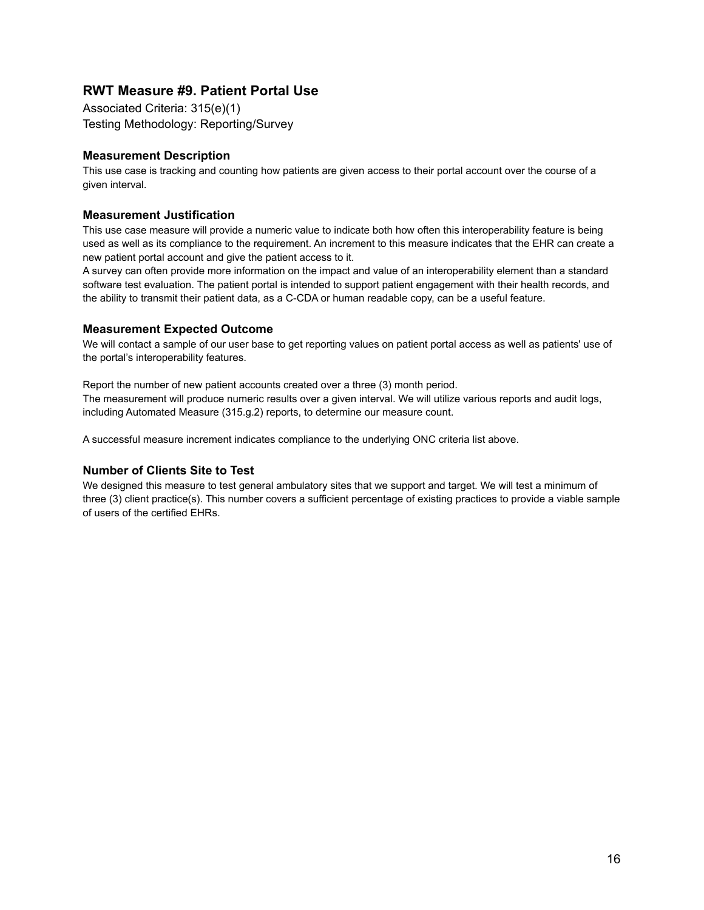## RWT Measure #9. Patient Portal Use

Associated Criteria: 315(e)(1)
Testing Methodology: Reporting/Survey

### Measurement Description

This use case is tracking and counting how patients are given access to their portal account over the course of a given interval.

### Measurement Justification

This use case measure will provide a numeric value to indicate both how often this interoperability feature is being used as well as its compliance to the requirement. An increment to this measure indicates that the EHR can create a new patient portal account and give the patient access to it.
A survey can often provide more information on the impact and value of an interoperability element than a standard software test evaluation. The patient portal is intended to support patient engagement with their health records, and the ability to transmit their patient data, as a C-CDA or human readable copy, can be a useful feature.

### Measurement Expected Outcome

We will contact a sample of our user base to get reporting values on patient portal access as well as patients' use of the portal's interoperability features.

Report the number of new patient accounts created over a three (3) month period.
The measurement will produce numeric results over a given interval. We will utilize various reports and audit logs, including Automated Measure (315.g.2) reports, to determine our measure count.

A successful measure increment indicates compliance to the underlying ONC criteria list above.

### Number of Clients Site to Test

We designed this measure to test general ambulatory sites that we support and target. We will test a minimum of three (3) client practice(s). This number covers a sufficient percentage of existing practices to provide a viable sample of users of the certified EHRs.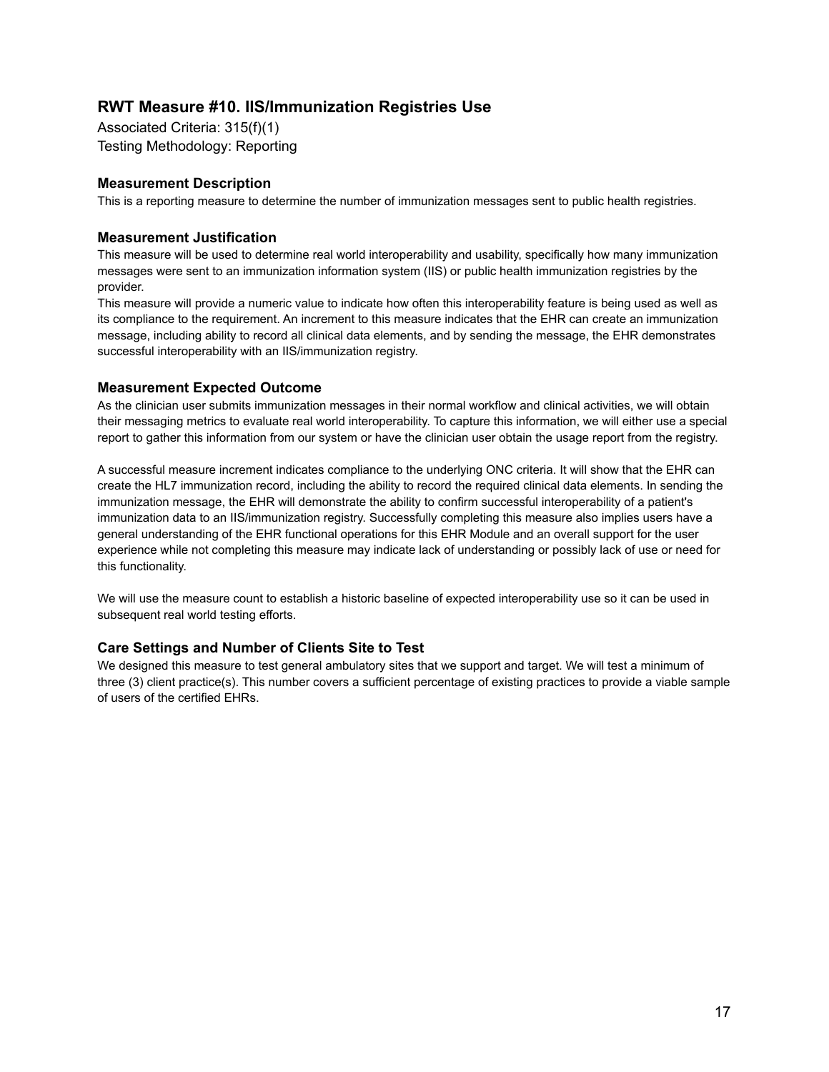## RWT Measure #10. IIS/Immunization Registries Use

Associated Criteria: 315(f)(1)
Testing Methodology: Reporting

### Measurement Description

This is a reporting measure to determine the number of immunization messages sent to public health registries.

### Measurement Justification

This measure will be used to determine real world interoperability and usability, specifically how many immunization messages were sent to an immunization information system (IIS) or public health immunization registries by the provider.
This measure will provide a numeric value to indicate how often this interoperability feature is being used as well as its compliance to the requirement. An increment to this measure indicates that the EHR can create an immunization message, including ability to record all clinical data elements, and by sending the message, the EHR demonstrates successful interoperability with an IIS/immunization registry.

### Measurement Expected Outcome

As the clinician user submits immunization messages in their normal workflow and clinical activities, we will obtain their messaging metrics to evaluate real world interoperability. To capture this information, we will either use a special report to gather this information from our system or have the clinician user obtain the usage report from the registry.

A successful measure increment indicates compliance to the underlying ONC criteria. It will show that the EHR can create the HL7 immunization record, including the ability to record the required clinical data elements. In sending the immunization message, the EHR will demonstrate the ability to confirm successful interoperability of a patient's immunization data to an IIS/immunization registry. Successfully completing this measure also implies users have a general understanding of the EHR functional operations for this EHR Module and an overall support for the user experience while not completing this measure may indicate lack of understanding or possibly lack of use or need for this functionality.

We will use the measure count to establish a historic baseline of expected interoperability use so it can be used in subsequent real world testing efforts.

### Care Settings and Number of Clients Site to Test

We designed this measure to test general ambulatory sites that we support and target. We will test a minimum of three (3) client practice(s). This number covers a sufficient percentage of existing practices to provide a viable sample of users of the certified EHRs.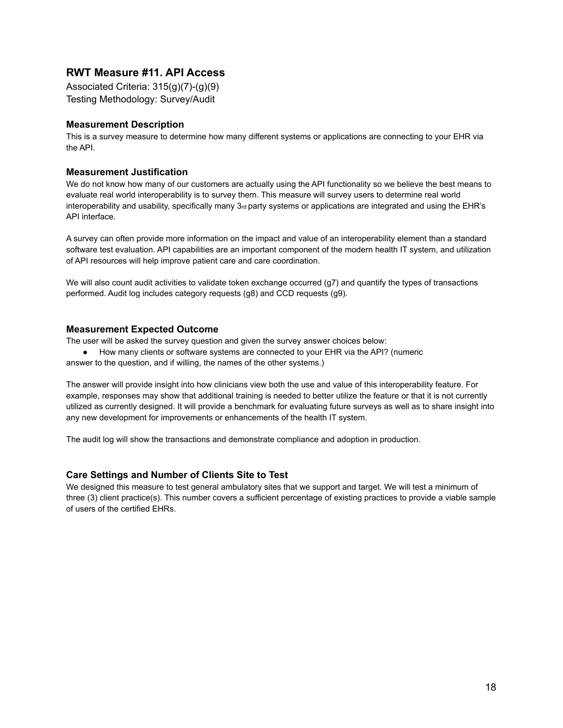## RWT Measure #11. API Access

Associated Criteria: 315(g)(7)-(g)(9)
Testing Methodology: Survey/Audit

### Measurement Description

This is a survey measure to determine how many different systems or applications are connecting to your EHR via the API.

### Measurement Justification

We do not know how many of our customers are actually using the API functionality so we believe the best means to evaluate real world interoperability is to survey them. This measure will survey users to determine real world interoperability and usability, specifically many 3rd party systems or applications are integrated and using the EHR's API interface.

A survey can often provide more information on the impact and value of an interoperability element than a standard software test evaluation. API capabilities are an important component of the modern health IT system, and utilization of API resources will help improve patient care and care coordination.

We will also count audit activities to validate token exchange occurred (g7) and quantify the types of transactions performed. Audit log includes category requests (g8) and CCD requests (g9).

### Measurement Expected Outcome

The user will be asked the survey question and given the survey answer choices below:

- How many clients or software systems are connected to your EHR via the API? (numeric

answer to the question, and if willing, the names of the other systems.)

The answer will provide insight into how clinicians view both the use and value of this interoperability feature. For example, responses may show that additional training is needed to better utilize the feature or that it is not currently utilized as currently designed. It will provide a benchmark for evaluating future surveys as well as to share insight into any new development for improvements or enhancements of the health IT system.

The audit log will show the transactions and demonstrate compliance and adoption in production.

### Care Settings and Number of Clients Site to Test

We designed this measure to test general ambulatory sites that we support and target. We will test a minimum of three (3) client practice(s). This number covers a sufficient percentage of existing practices to provide a viable sample of users of the certified EHRs.